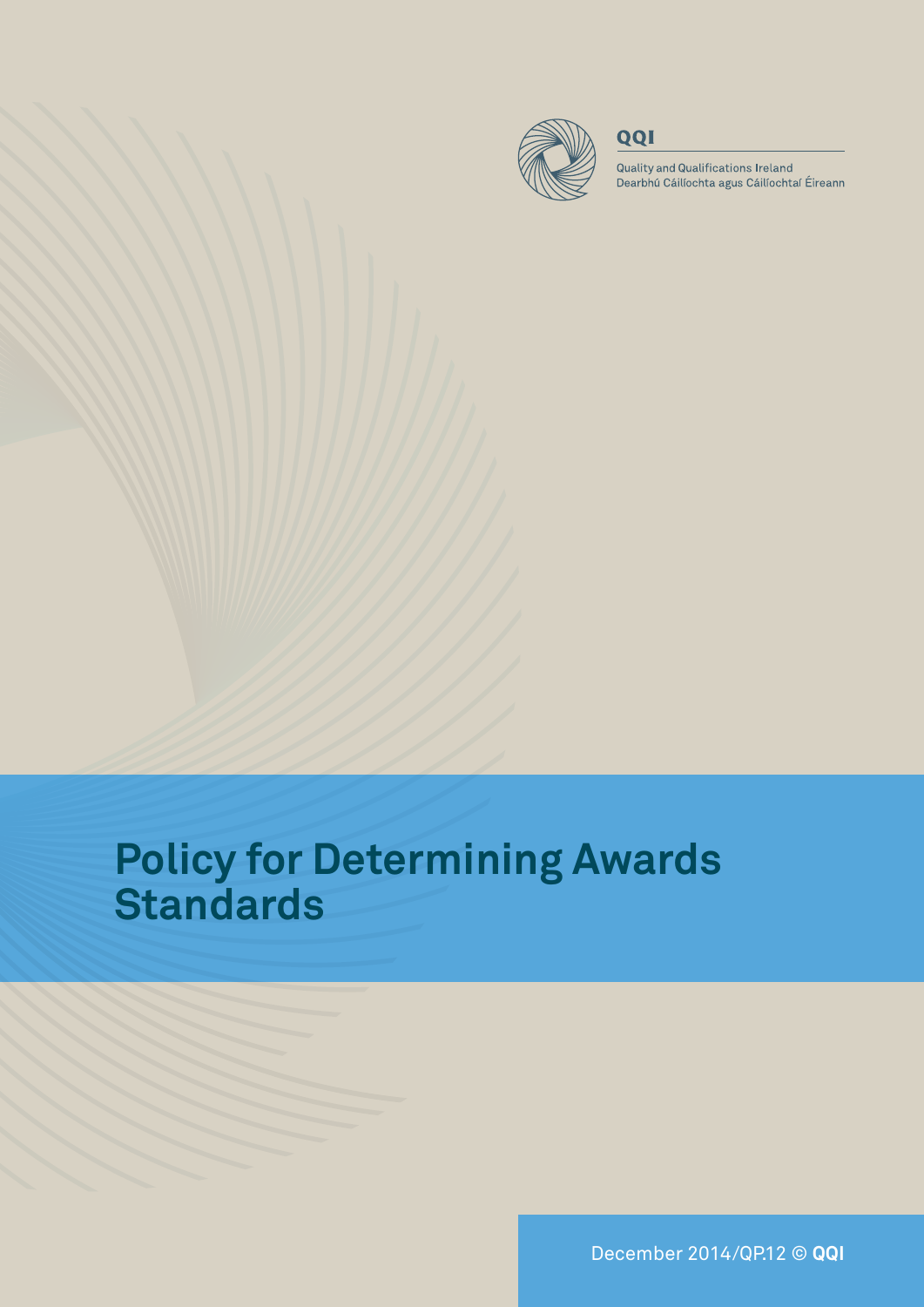**QQI**

Quality and Qualifications Ireland
Dearbhú Cáilíochta agus Cáilíochtaí Éireann

# Policy for Determining Awards Standards

December 2014/QP.12 © **QQI**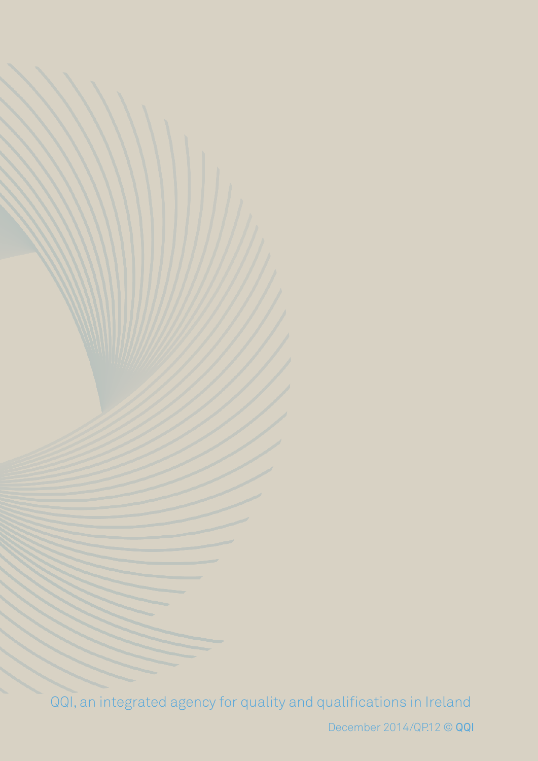QQI, an integrated agency for quality and qualifications in Ireland

December 2014/QP.12 © QQI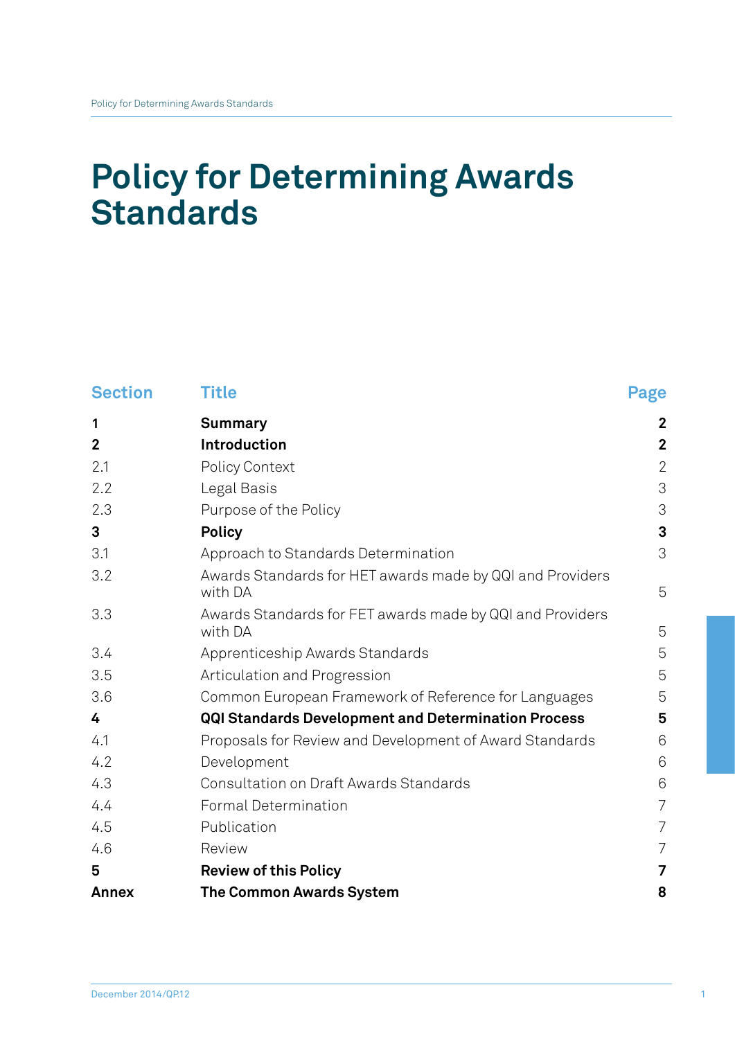# Policy for Determining Awards Standards

| Section | Title | Page |
|---|---|---|
| **1** | **Summary** | **2** |
| **2** | **Introduction** | **2** |
| 2.1 | Policy Context | 2 |
| 2.2 | Legal Basis | 3 |
| 2.3 | Purpose of the Policy | 3 |
| **3** | **Policy** | **3** |
| 3.1 | Approach to Standards Determination | 3 |
| 3.2 | Awards Standards for HET awards made by QQI and Providers with DA | 5 |
| 3.3 | Awards Standards for FET awards made by QQI and Providers with DA | 5 |
| 3.4 | Apprenticeship Awards Standards | 5 |
| 3.5 | Articulation and Progression | 5 |
| 3.6 | Common European Framework of Reference for Languages | 5 |
| **4** | **QQI Standards Development and Determination Process** | **5** |
| 4.1 | Proposals for Review and Development of Award Standards | 6 |
| 4.2 | Development | 6 |
| 4.3 | Consultation on Draft Awards Standards | 6 |
| 4.4 | Formal Determination | 7 |
| 4.5 | Publication | 7 |
| 4.6 | Review | 7 |
| **5** | **Review of this Policy** | **7** |
| **Annex** | **The Common Awards System** | **8** |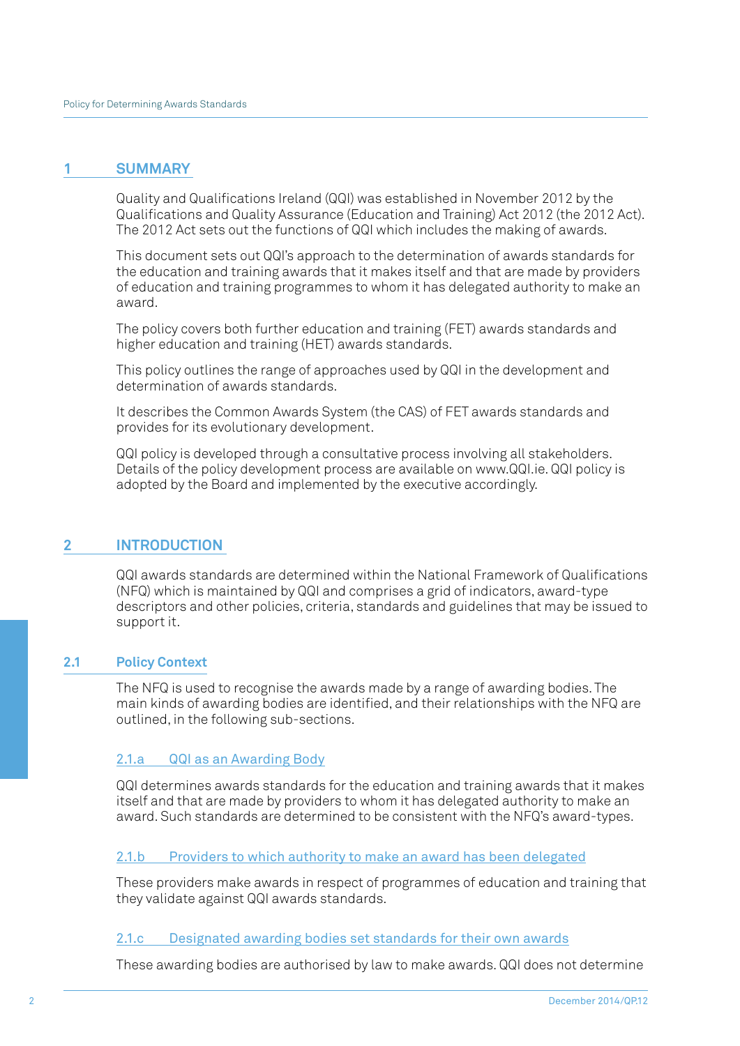# 1 SUMMARY

Quality and Qualifications Ireland (QQI) was established in November 2012 by the Qualifications and Quality Assurance (Education and Training) Act 2012 (the 2012 Act). The 2012 Act sets out the functions of QQI which includes the making of awards.

This document sets out QQI's approach to the determination of awards standards for the education and training awards that it makes itself and that are made by providers of education and training programmes to whom it has delegated authority to make an award.

The policy covers both further education and training (FET) awards standards and higher education and training (HET) awards standards.

This policy outlines the range of approaches used by QQI in the development and determination of awards standards.

It describes the Common Awards System (the CAS) of FET awards standards and provides for its evolutionary development.

QQI policy is developed through a consultative process involving all stakeholders. Details of the policy development process are available on www.QQI.ie. QQI policy is adopted by the Board and implemented by the executive accordingly.

# 2 INTRODUCTION

QQI awards standards are determined within the National Framework of Qualifications (NFQ) which is maintained by QQI and comprises a grid of indicators, award-type descriptors and other policies, criteria, standards and guidelines that may be issued to support it.

## 2.1 Policy Context

The NFQ is used to recognise the awards made by a range of awarding bodies. The main kinds of awarding bodies are identified, and their relationships with the NFQ are outlined, in the following sub-sections.

### 2.1.a QQI as an Awarding Body

QQI determines awards standards for the education and training awards that it makes itself and that are made by providers to whom it has delegated authority to make an award. Such standards are determined to be consistent with the NFQ's award-types.

### 2.1.b Providers to which authority to make an award has been delegated

These providers make awards in respect of programmes of education and training that they validate against QQI awards standards.

### 2.1.c Designated awarding bodies set standards for their own awards

These awarding bodies are authorised by law to make awards. QQI does not determine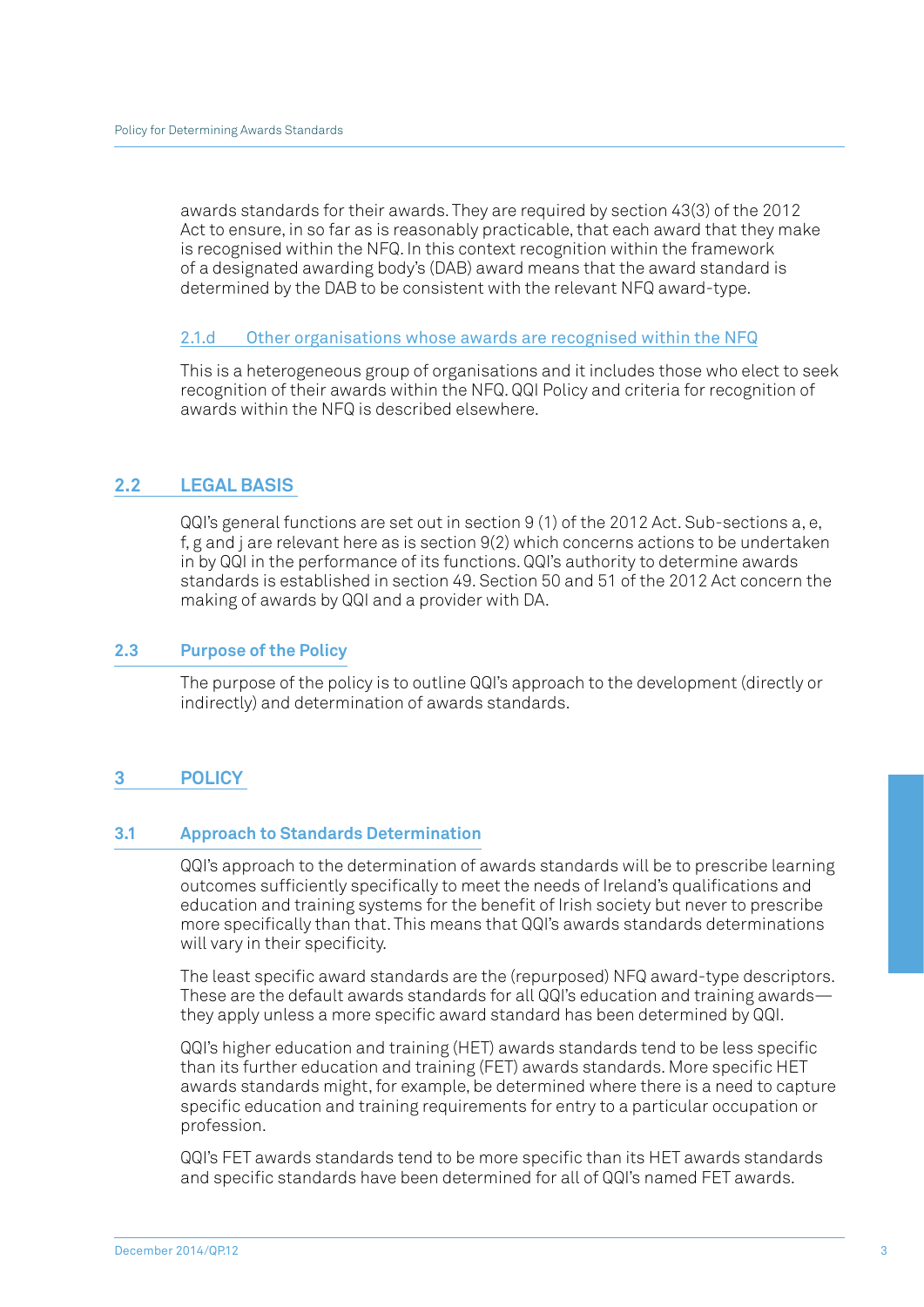awards standards for their awards. They are required by section 43(3) of the 2012 Act to ensure, in so far as is reasonably practicable, that each award that they make is recognised within the NFQ. In this context recognition within the framework of a designated awarding body's (DAB) award means that the award standard is determined by the DAB to be consistent with the relevant NFQ award-type.

#### 2.1.d Other organisations whose awards are recognised within the NFQ

This is a heterogeneous group of organisations and it includes those who elect to seek recognition of their awards within the NFQ. QQI Policy and criteria for recognition of awards within the NFQ is described elsewhere.

## 2.2 LEGAL BASIS

QQI's general functions are set out in section 9 (1) of the 2012 Act. Sub-sections a, e, f, g and j are relevant here as is section 9(2) which concerns actions to be undertaken in by QQI in the performance of its functions. QQI's authority to determine awards standards is established in section 49. Section 50 and 51 of the 2012 Act concern the making of awards by QQI and a provider with DA.

### 2.3 Purpose of the Policy

The purpose of the policy is to outline QQI's approach to the development (directly or indirectly) and determination of awards standards.

## 3 POLICY

### 3.1 Approach to Standards Determination

QQI's approach to the determination of awards standards will be to prescribe learning outcomes sufficiently specifically to meet the needs of Ireland's qualifications and education and training systems for the benefit of Irish society but never to prescribe more specifically than that. This means that QQI's awards standards determinations will vary in their specificity.

The least specific award standards are the (repurposed) NFQ award-type descriptors. These are the default awards standards for all QQI's education and training awards—they apply unless a more specific award standard has been determined by QQI.

QQI's higher education and training (HET) awards standards tend to be less specific than its further education and training (FET) awards standards. More specific HET awards standards might, for example, be determined where there is a need to capture specific education and training requirements for entry to a particular occupation or profession.

QQI's FET awards standards tend to be more specific than its HET awards standards and specific standards have been determined for all of QQI's named FET awards.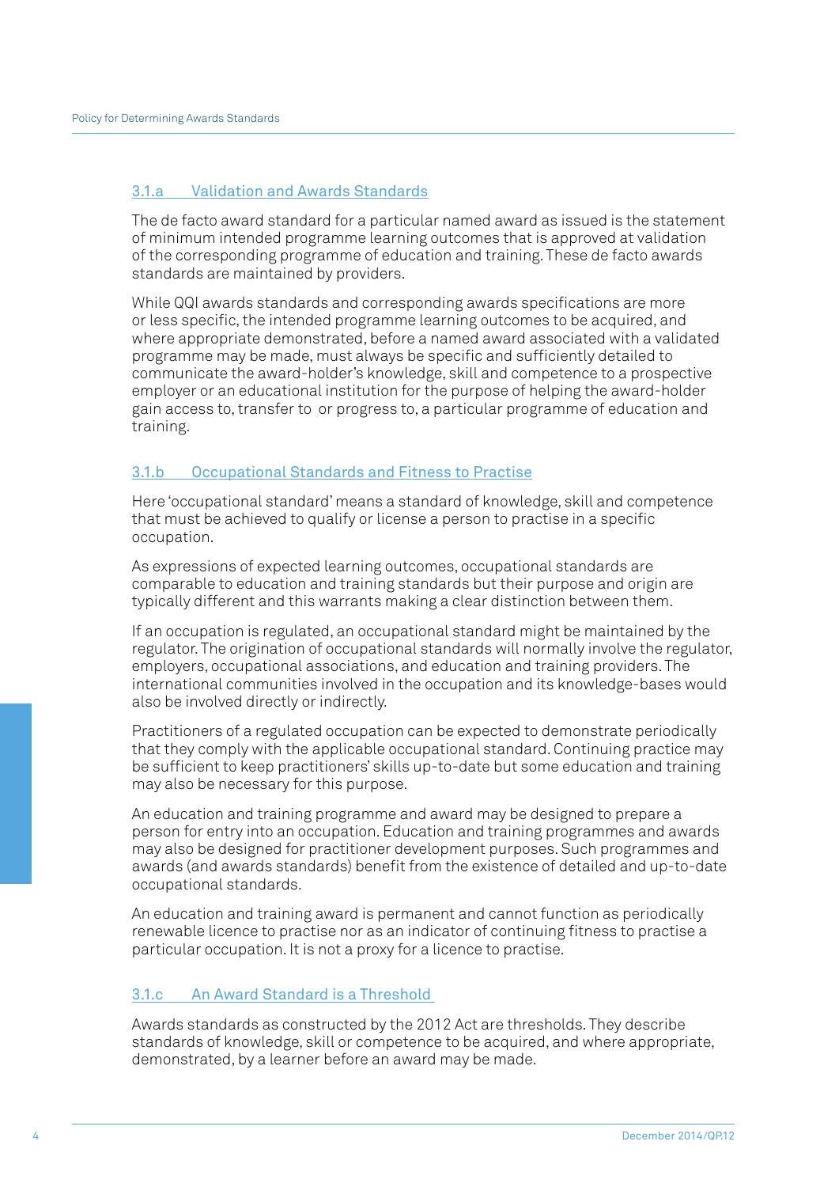### 3.1.a Validation and Awards Standards

The de facto award standard for a particular named award as issued is the statement of minimum intended programme learning outcomes that is approved at validation of the corresponding programme of education and training. These de facto awards standards are maintained by providers.

While QQI awards standards and corresponding awards specifications are more or less specific, the intended programme learning outcomes to be acquired, and where appropriate demonstrated, before a named award associated with a validated programme may be made, must always be specific and sufficiently detailed to communicate the award-holder's knowledge, skill and competence to a prospective employer or an educational institution for the purpose of helping the award-holder gain access to, transfer to or progress to, a particular programme of education and training.

### 3.1.b Occupational Standards and Fitness to Practise

Here 'occupational standard' means a standard of knowledge, skill and competence that must be achieved to qualify or license a person to practise in a specific occupation.

As expressions of expected learning outcomes, occupational standards are comparable to education and training standards but their purpose and origin are typically different and this warrants making a clear distinction between them.

If an occupation is regulated, an occupational standard might be maintained by the regulator. The origination of occupational standards will normally involve the regulator, employers, occupational associations, and education and training providers. The international communities involved in the occupation and its knowledge-bases would also be involved directly or indirectly.

Practitioners of a regulated occupation can be expected to demonstrate periodically that they comply with the applicable occupational standard. Continuing practice may be sufficient to keep practitioners' skills up-to-date but some education and training may also be necessary for this purpose.

An education and training programme and award may be designed to prepare a person for entry into an occupation. Education and training programmes and awards may also be designed for practitioner development purposes. Such programmes and awards (and awards standards) benefit from the existence of detailed and up-to-date occupational standards.

An education and training award is permanent and cannot function as periodically renewable licence to practise nor as an indicator of continuing fitness to practise a particular occupation. It is not a proxy for a licence to practise.

### 3.1.c An Award Standard is a Threshold

Awards standards as constructed by the 2012 Act are thresholds. They describe standards of knowledge, skill or competence to be acquired, and where appropriate, demonstrated, by a learner before an award may be made.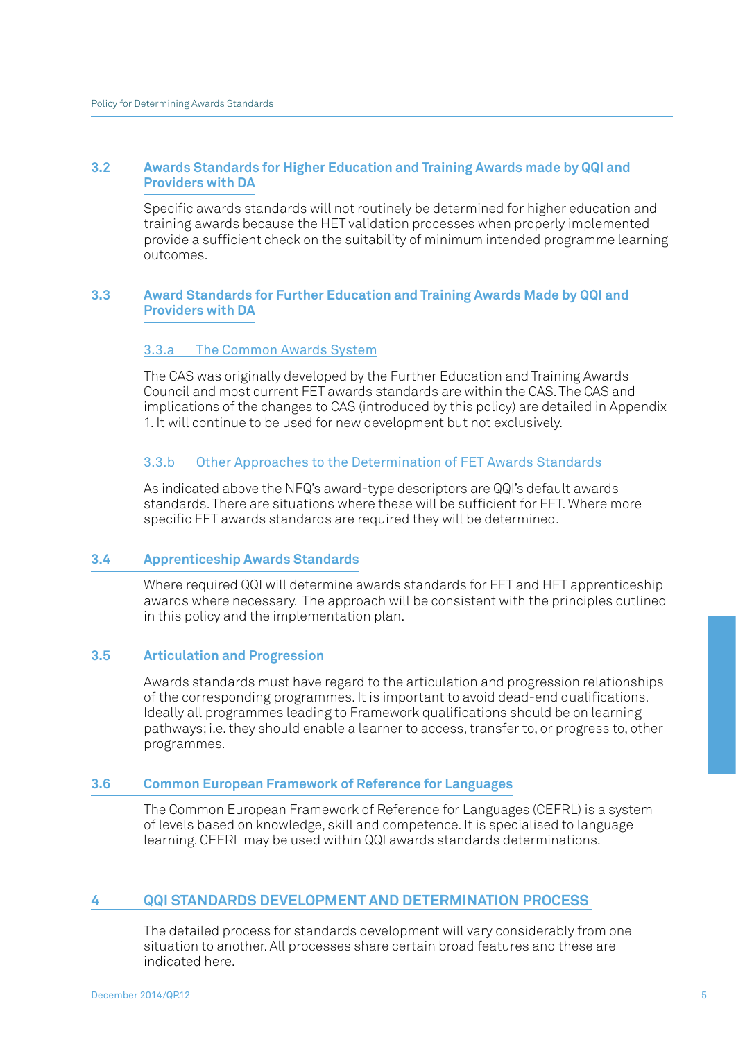### 3.2 Awards Standards for Higher Education and Training Awards made by QQI and Providers with DA

Specific awards standards will not routinely be determined for higher education and training awards because the HET validation processes when properly implemented provide a sufficient check on the suitability of minimum intended programme learning outcomes.

### 3.3 Award Standards for Further Education and Training Awards Made by QQI and Providers with DA

#### 3.3.a The Common Awards System

The CAS was originally developed by the Further Education and Training Awards Council and most current FET awards standards are within the CAS. The CAS and implications of the changes to CAS (introduced by this policy) are detailed in Appendix 1. It will continue to be used for new development but not exclusively.

#### 3.3.b Other Approaches to the Determination of FET Awards Standards

As indicated above the NFQ's award-type descriptors are QQI's default awards standards. There are situations where these will be sufficient for FET. Where more specific FET awards standards are required they will be determined.

### 3.4 Apprenticeship Awards Standards

Where required QQI will determine awards standards for FET and HET apprenticeship awards where necessary. The approach will be consistent with the principles outlined in this policy and the implementation plan.

### 3.5 Articulation and Progression

Awards standards must have regard to the articulation and progression relationships of the corresponding programmes. It is important to avoid dead-end qualifications. Ideally all programmes leading to Framework qualifications should be on learning pathways; i.e. they should enable a learner to access, transfer to, or progress to, other programmes.

### 3.6 Common European Framework of Reference for Languages

The Common European Framework of Reference for Languages (CEFRL) is a system of levels based on knowledge, skill and competence. It is specialised to language learning. CEFRL may be used within QQI awards standards determinations.

## 4 QQI STANDARDS DEVELOPMENT AND DETERMINATION PROCESS

The detailed process for standards development will vary considerably from one situation to another. All processes share certain broad features and these are indicated here.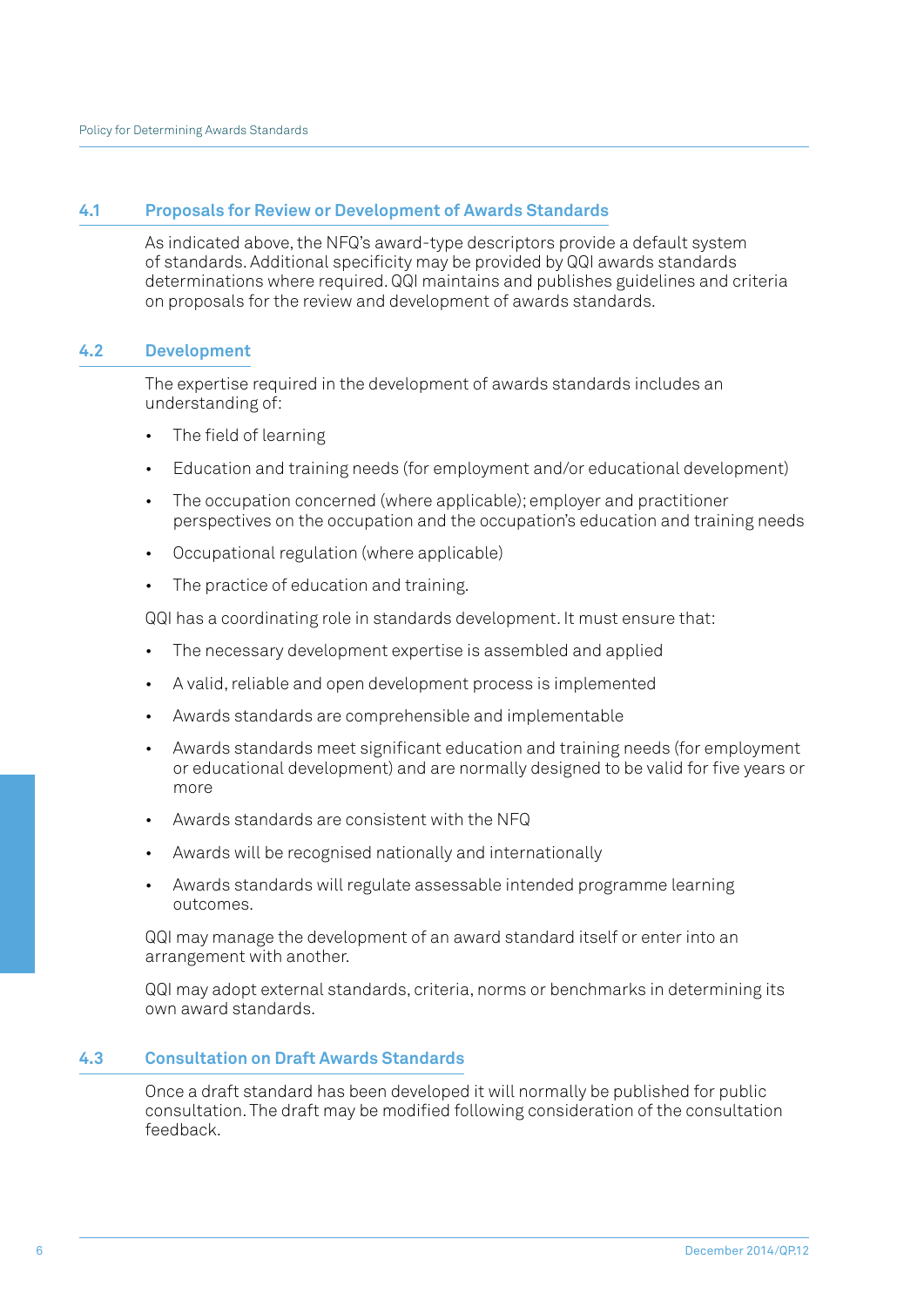## 4.1 Proposals for Review or Development of Awards Standards

As indicated above, the NFQ's award-type descriptors provide a default system of standards. Additional specificity may be provided by QQI awards standards determinations where required. QQI maintains and publishes guidelines and criteria on proposals for the review and development of awards standards.

## 4.2 Development

The expertise required in the development of awards standards includes an understanding of:

- The field of learning
- Education and training needs (for employment and/or educational development)
- The occupation concerned (where applicable); employer and practitioner perspectives on the occupation and the occupation's education and training needs
- Occupational regulation (where applicable)
- The practice of education and training.

QQI has a coordinating role in standards development. It must ensure that:

- The necessary development expertise is assembled and applied
- A valid, reliable and open development process is implemented
- Awards standards are comprehensible and implementable
- Awards standards meet significant education and training needs (for employment or educational development) and are normally designed to be valid for five years or more
- Awards standards are consistent with the NFQ
- Awards will be recognised nationally and internationally
- Awards standards will regulate assessable intended programme learning outcomes.

QQI may manage the development of an award standard itself or enter into an arrangement with another.

QQI may adopt external standards, criteria, norms or benchmarks in determining its own award standards.

## 4.3 Consultation on Draft Awards Standards

Once a draft standard has been developed it will normally be published for public consultation. The draft may be modified following consideration of the consultation feedback.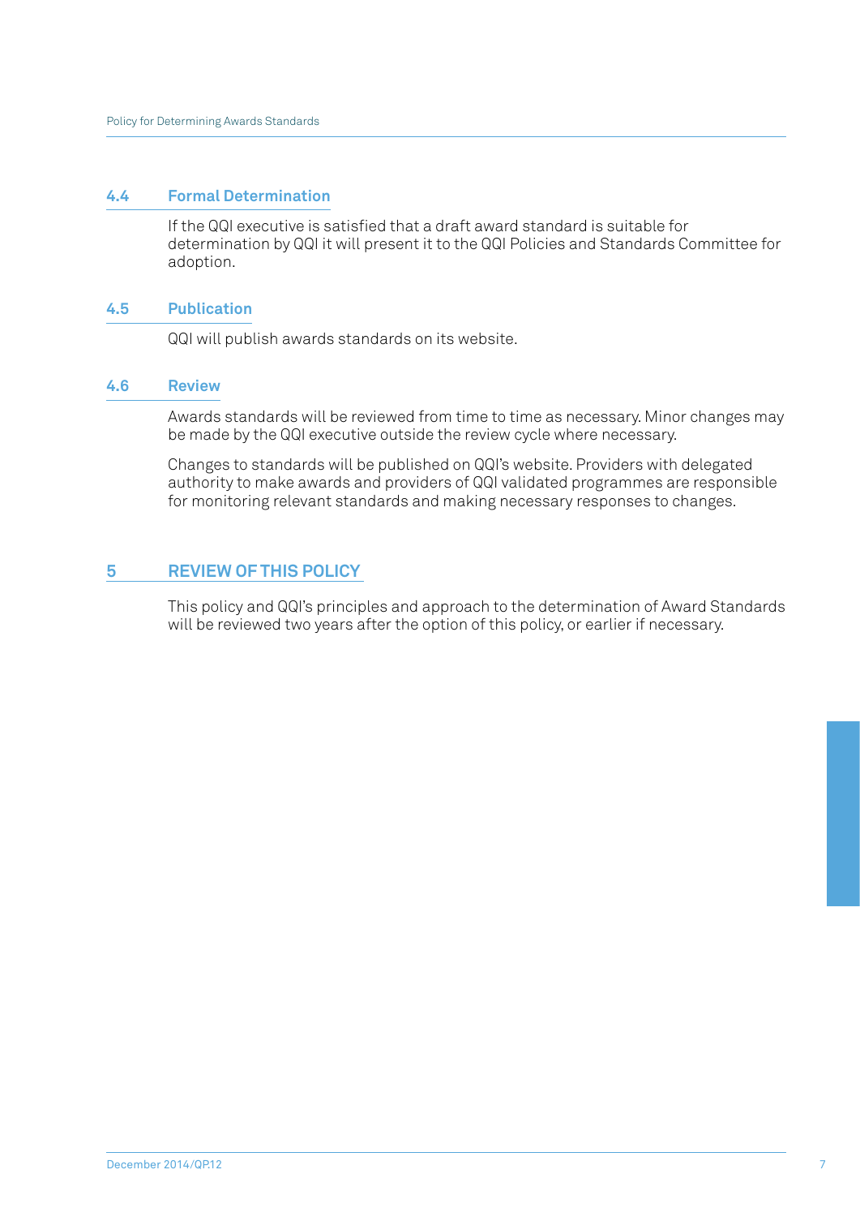### 4.4 Formal Determination

If the QQI executive is satisfied that a draft award standard is suitable for determination by QQI it will present it to the QQI Policies and Standards Committee for adoption.

### 4.5 Publication

QQI will publish awards standards on its website.

### 4.6 Review

Awards standards will be reviewed from time to time as necessary. Minor changes may be made by the QQI executive outside the review cycle where necessary.

Changes to standards will be published on QQI's website. Providers with delegated authority to make awards and providers of QQI validated programmes are responsible for monitoring relevant standards and making necessary responses to changes.

## 5 REVIEW OF THIS POLICY

This policy and QQI's principles and approach to the determination of Award Standards will be reviewed two years after the option of this policy, or earlier if necessary.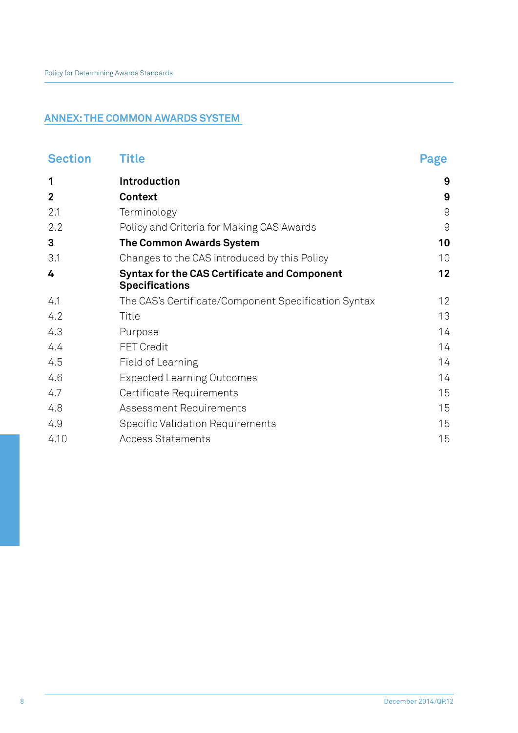## ANNEX: THE COMMON AWARDS SYSTEM

| Section | Title | Page |
|---|---|---|
| **1** | **Introduction** | **9** |
| **2** | **Context** | **9** |
| 2.1 | Terminology | 9 |
| 2.2 | Policy and Criteria for Making CAS Awards | 9 |
| **3** | **The Common Awards System** | **10** |
| 3.1 | Changes to the CAS introduced by this Policy | 10 |
| **4** | **Syntax for the CAS Certificate and Component Specifications** | **12** |
| 4.1 | The CAS's Certificate/Component Specification Syntax | 12 |
| 4.2 | Title | 13 |
| 4.3 | Purpose | 14 |
| 4.4 | FET Credit | 14 |
| 4.5 | Field of Learning | 14 |
| 4.6 | Expected Learning Outcomes | 14 |
| 4.7 | Certificate Requirements | 15 |
| 4.8 | Assessment Requirements | 15 |
| 4.9 | Specific Validation Requirements | 15 |
| 4.10 | Access Statements | 15 |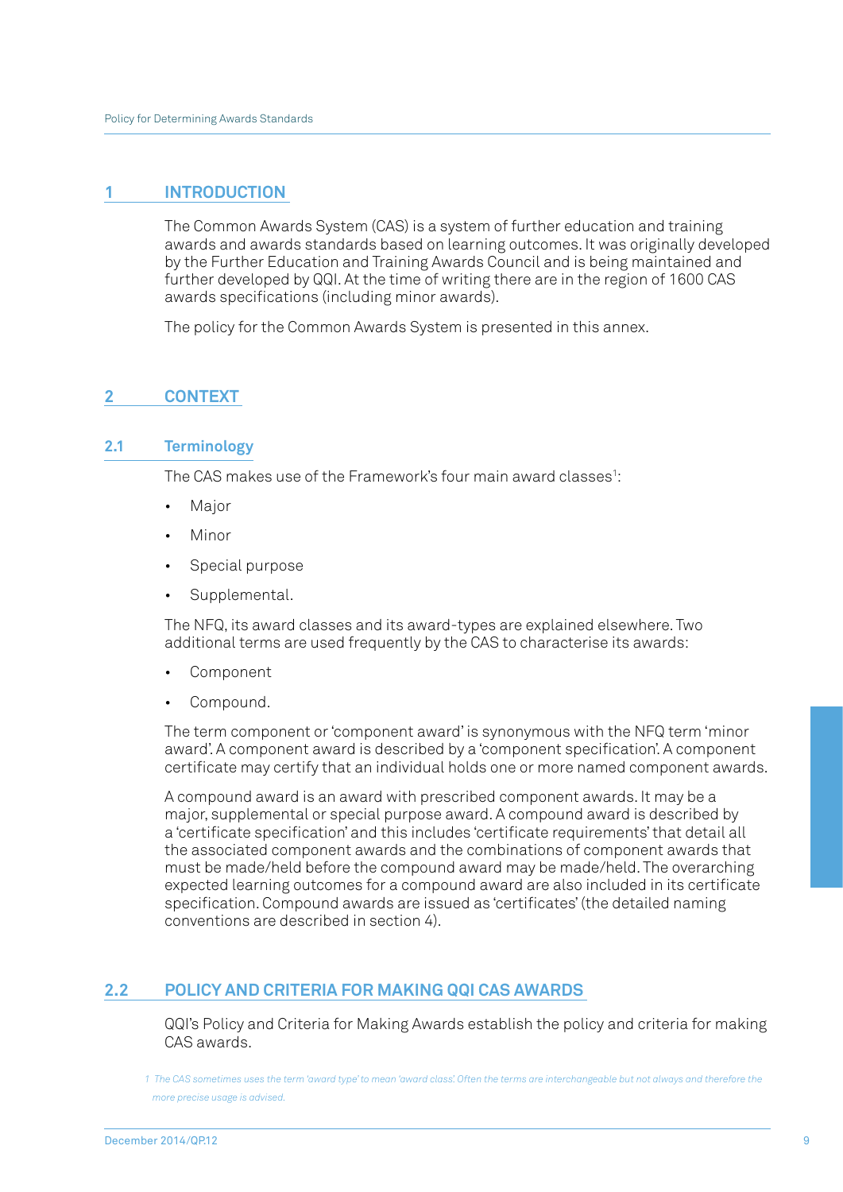## 1 INTRODUCTION

The Common Awards System (CAS) is a system of further education and training awards and awards standards based on learning outcomes. It was originally developed by the Further Education and Training Awards Council and is being maintained and further developed by QQI. At the time of writing there are in the region of 1600 CAS awards specifications (including minor awards).

The policy for the Common Awards System is presented in this annex.

## 2 CONTEXT

### 2.1 Terminology

The CAS makes use of the Framework's four main award classes[1]:

- Major
- Minor
- Special purpose
- Supplemental.

The NFQ, its award classes and its award-types are explained elsewhere. Two additional terms are used frequently by the CAS to characterise its awards:

- Component
- Compound.

The term component or 'component award' is synonymous with the NFQ term 'minor award'. A component award is described by a 'component specification'. A component certificate may certify that an individual holds one or more named component awards.

A compound award is an award with prescribed component awards. It may be a major, supplemental or special purpose award. A compound award is described by a 'certificate specification' and this includes 'certificate requirements' that detail all the associated component awards and the combinations of component awards that must be made/held before the compound award may be made/held. The overarching expected learning outcomes for a compound award are also included in its certificate specification. Compound awards are issued as 'certificates' (the detailed naming conventions are described in section 4).

### 2.2 POLICY AND CRITERIA FOR MAKING QQI CAS AWARDS

QQI's Policy and Criteria for Making Awards establish the policy and criteria for making CAS awards.

*[1] The CAS sometimes uses the term 'award type' to mean 'award class'. Often the terms are interchangeable but not always and therefore the more precise usage is advised.*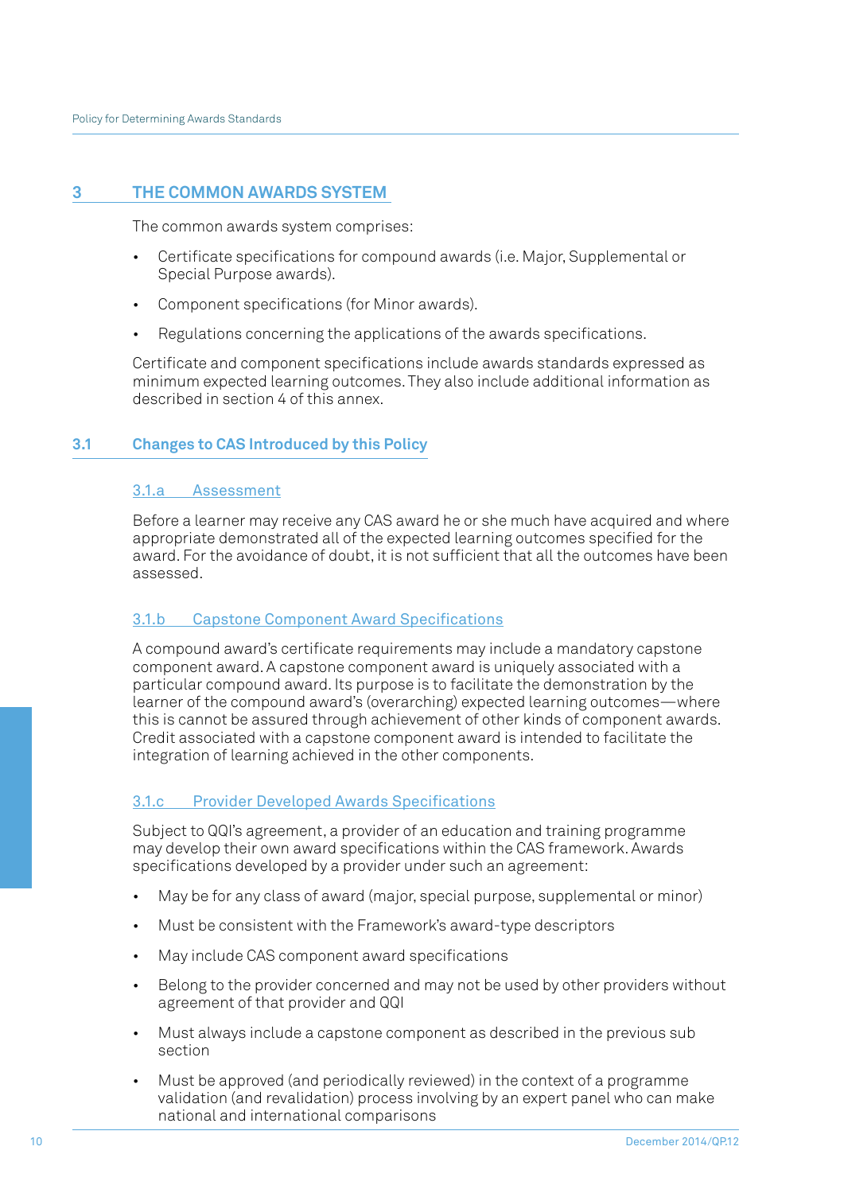## 3 THE COMMON AWARDS SYSTEM

The common awards system comprises:

- Certificate specifications for compound awards (i.e. Major, Supplemental or Special Purpose awards).
- Component specifications (for Minor awards).
- Regulations concerning the applications of the awards specifications.

Certificate and component specifications include awards standards expressed as minimum expected learning outcomes. They also include additional information as described in section 4 of this annex.

### 3.1 Changes to CAS Introduced by this Policy

#### 3.1.a Assessment

Before a learner may receive any CAS award he or she much have acquired and where appropriate demonstrated all of the expected learning outcomes specified for the award. For the avoidance of doubt, it is not sufficient that all the outcomes have been assessed.

#### 3.1.b Capstone Component Award Specifications

A compound award's certificate requirements may include a mandatory capstone component award. A capstone component award is uniquely associated with a particular compound award. Its purpose is to facilitate the demonstration by the learner of the compound award's (overarching) expected learning outcomes—where this is cannot be assured through achievement of other kinds of component awards. Credit associated with a capstone component award is intended to facilitate the integration of learning achieved in the other components.

#### 3.1.c Provider Developed Awards Specifications

Subject to QQI's agreement, a provider of an education and training programme may develop their own award specifications within the CAS framework. Awards specifications developed by a provider under such an agreement:

- May be for any class of award (major, special purpose, supplemental or minor)
- Must be consistent with the Framework's award-type descriptors
- May include CAS component award specifications
- Belong to the provider concerned and may not be used by other providers without agreement of that provider and QQI
- Must always include a capstone component as described in the previous sub section
- Must be approved (and periodically reviewed) in the context of a programme validation (and revalidation) process involving by an expert panel who can make national and international comparisons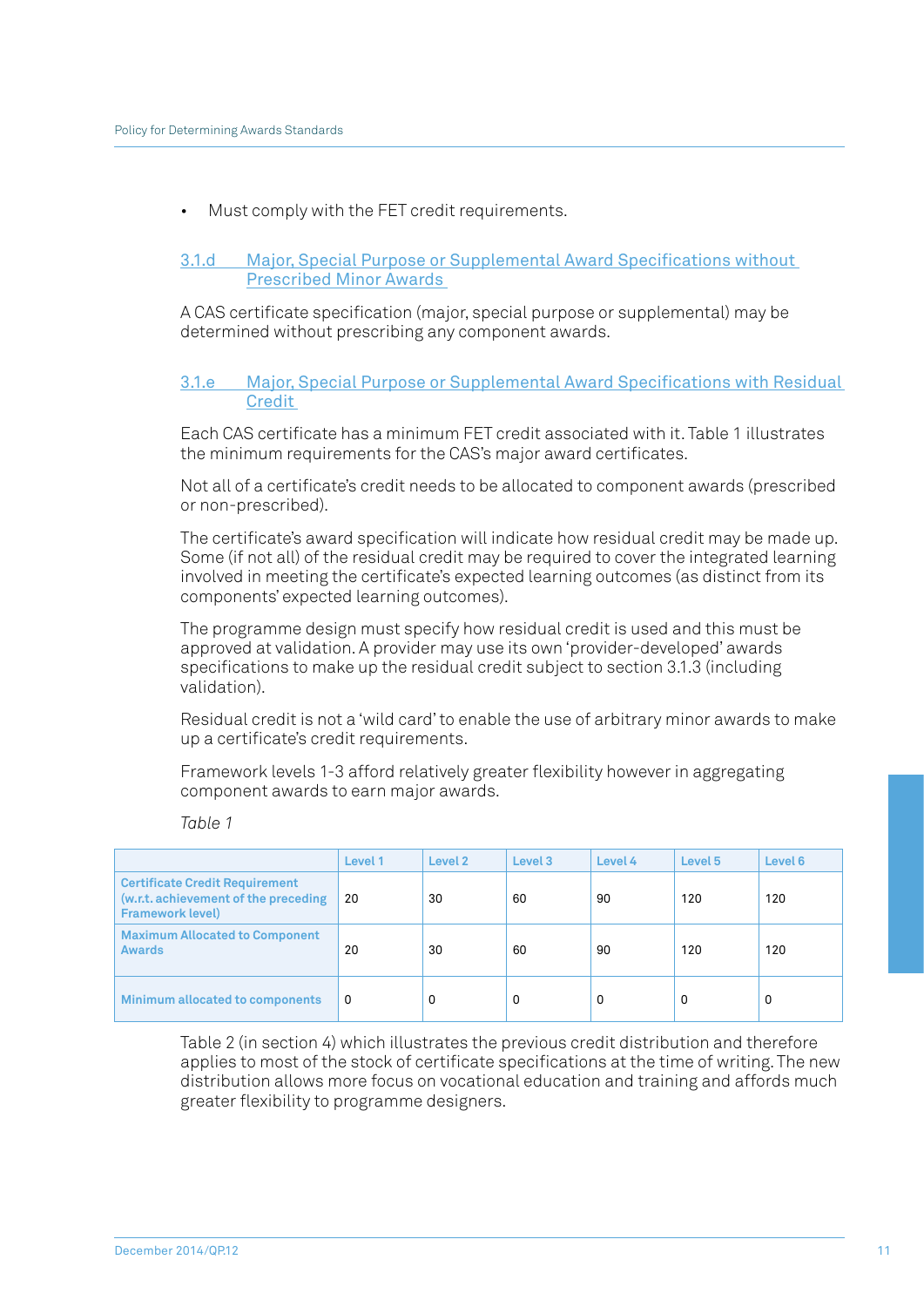- Must comply with the FET credit requirements.

### 3.1.d Major, Special Purpose or Supplemental Award Specifications without Prescribed Minor Awards

A CAS certificate specification (major, special purpose or supplemental) may be determined without prescribing any component awards.

### 3.1.e Major, Special Purpose or Supplemental Award Specifications with Residual Credit

Each CAS certificate has a minimum FET credit associated with it. Table 1 illustrates the minimum requirements for the CAS's major award certificates.

Not all of a certificate's credit needs to be allocated to component awards (prescribed or non-prescribed).

The certificate's award specification will indicate how residual credit may be made up. Some (if not all) of the residual credit may be required to cover the integrated learning involved in meeting the certificate's expected learning outcomes (as distinct from its components' expected learning outcomes).

The programme design must specify how residual credit is used and this must be approved at validation. A provider may use its own 'provider-developed' awards specifications to make up the residual credit subject to section 3.1.3 (including validation).

Residual credit is not a 'wild card' to enable the use of arbitrary minor awards to make up a certificate's credit requirements.

Framework levels 1-3 afford relatively greater flexibility however in aggregating component awards to earn major awards.

*Table 1*

| | Level 1 | Level 2 | Level 3 | Level 4 | Level 5 | Level 6 |
|---|---|---|---|---|---|---|
| Certificate Credit Requirement (w.r.t. achievement of the preceding Framework level) | 20 | 30 | 60 | 90 | 120 | 120 |
| Maximum Allocated to Component Awards | 20 | 30 | 60 | 90 | 120 | 120 |
| Minimum allocated to components | 0 | 0 | 0 | 0 | 0 | 0 |

Table 2 (in section 4) which illustrates the previous credit distribution and therefore applies to most of the stock of certificate specifications at the time of writing. The new distribution allows more focus on vocational education and training and affords much greater flexibility to programme designers.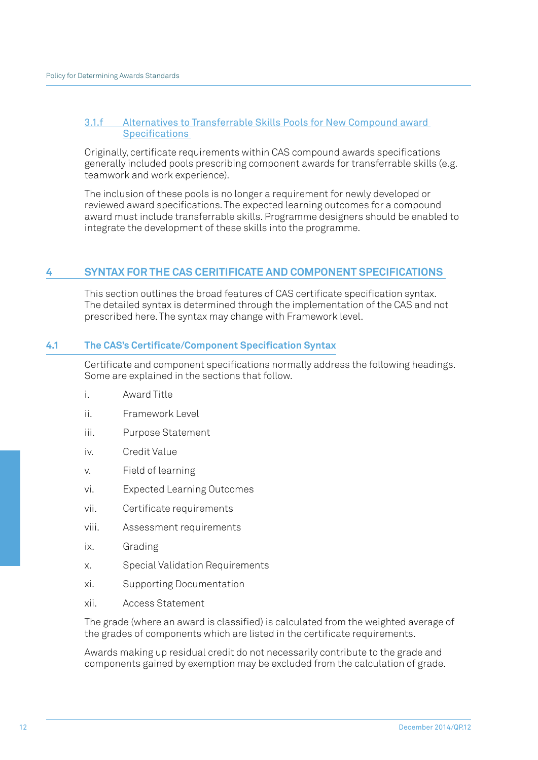#### 3.1.f Alternatives to Transferrable Skills Pools for New Compound award Specifications

Originally, certificate requirements within CAS compound awards specifications generally included pools prescribing component awards for transferrable skills (e.g. teamwork and work experience).

The inclusion of these pools is no longer a requirement for newly developed or reviewed award specifications. The expected learning outcomes for a compound award must include transferrable skills. Programme designers should be enabled to integrate the development of these skills into the programme.

## 4 SYNTAX FOR THE CAS CERITIFICATE AND COMPONENT SPECIFICATIONS

This section outlines the broad features of CAS certificate specification syntax. The detailed syntax is determined through the implementation of the CAS and not prescribed here. The syntax may change with Framework level.

### 4.1 The CAS's Certificate/Component Specification Syntax

Certificate and component specifications normally address the following headings. Some are explained in the sections that follow.

i. Award Title

ii. Framework Level

iii. Purpose Statement

iv. Credit Value

v. Field of learning

vi. Expected Learning Outcomes

vii. Certificate requirements

viii. Assessment requirements

ix. Grading

x. Special Validation Requirements

xi. Supporting Documentation

xii. Access Statement

The grade (where an award is classified) is calculated from the weighted average of the grades of components which are listed in the certificate requirements.

Awards making up residual credit do not necessarily contribute to the grade and components gained by exemption may be excluded from the calculation of grade.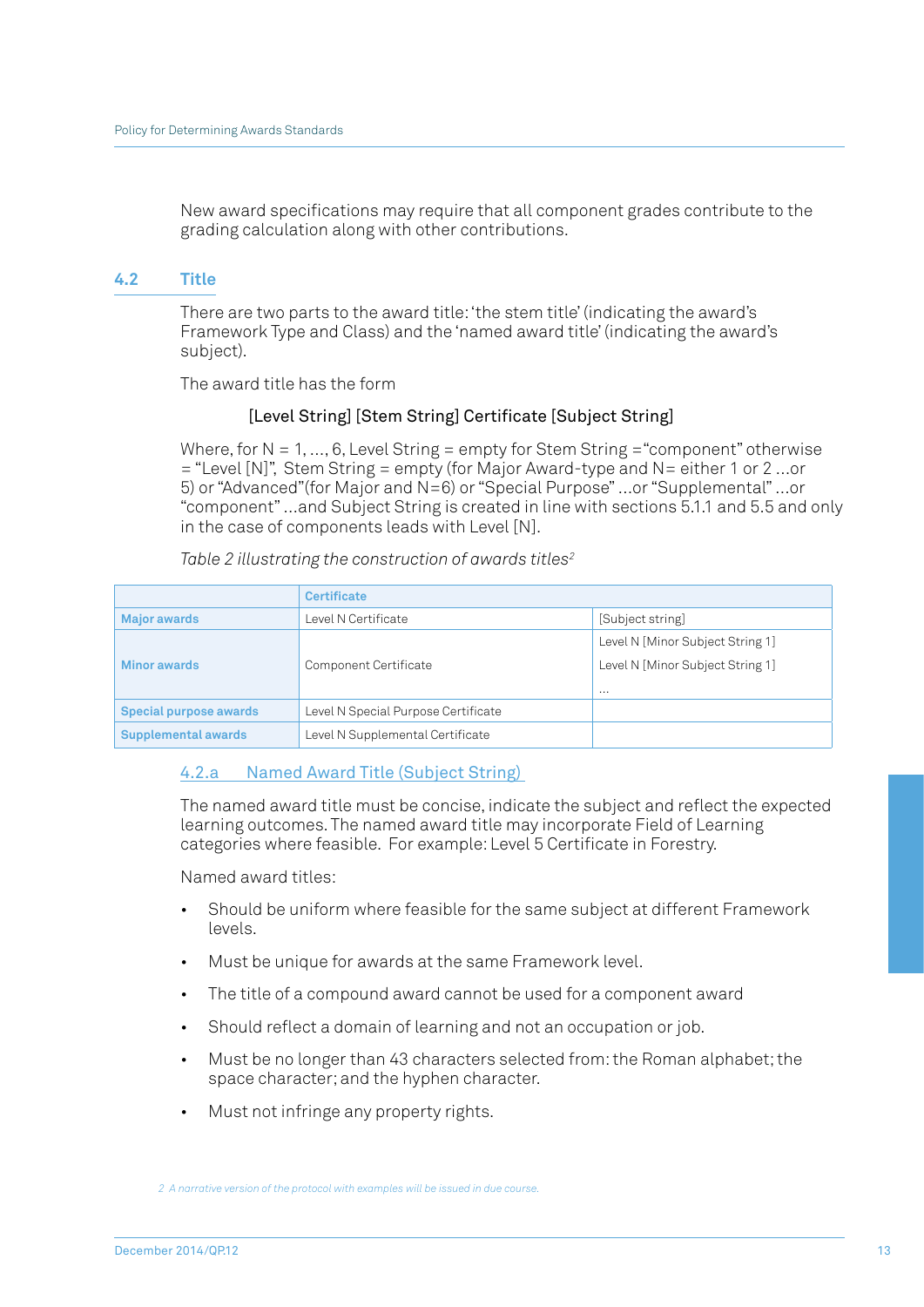New award specifications may require that all component grades contribute to the grading calculation along with other contributions.

## 4.2 Title

There are two parts to the award title: 'the stem title' (indicating the award's Framework Type and Class) and the 'named award title' (indicating the award's subject).

The award title has the form

[Level String] [Stem String] Certificate [Subject String]

Where, for N = 1, ..., 6, Level String = empty for Stem String ="component" otherwise = "Level [N]", Stem String = empty (for Major Award-type and N= either 1 or 2 ...or 5) or "Advanced"(for Major and N=6) or "Special Purpose" ...or "Supplemental" ...or "component" ...and Subject String is created in line with sections 5.1.1 and 5.5 and only in the case of components leads with Level [N].

*Table 2 illustrating the construction of awards titles*[2]

| | Certificate | |
|---|---|---|
| **Major awards** | Level N Certificate | [Subject string] |
| **Minor awards** | Component Certificate | Level N [Minor Subject String 1]<br>Level N [Minor Subject String 1]<br>... |
| **Special purpose awards** | Level N Special Purpose Certificate | |
| **Supplemental awards** | Level N Supplemental Certificate | |

### 4.2.a Named Award Title (Subject String)

The named award title must be concise, indicate the subject and reflect the expected learning outcomes. The named award title may incorporate Field of Learning categories where feasible. For example: Level 5 Certificate in Forestry.

Named award titles:

- Should be uniform where feasible for the same subject at different Framework levels.
- Must be unique for awards at the same Framework level.
- The title of a compound award cannot be used for a component award
- Should reflect a domain of learning and not an occupation or job.
- Must be no longer than 43 characters selected from: the Roman alphabet; the space character; and the hyphen character.
- Must not infringe any property rights.

2 A narrative version of the protocol with examples will be issued in due course.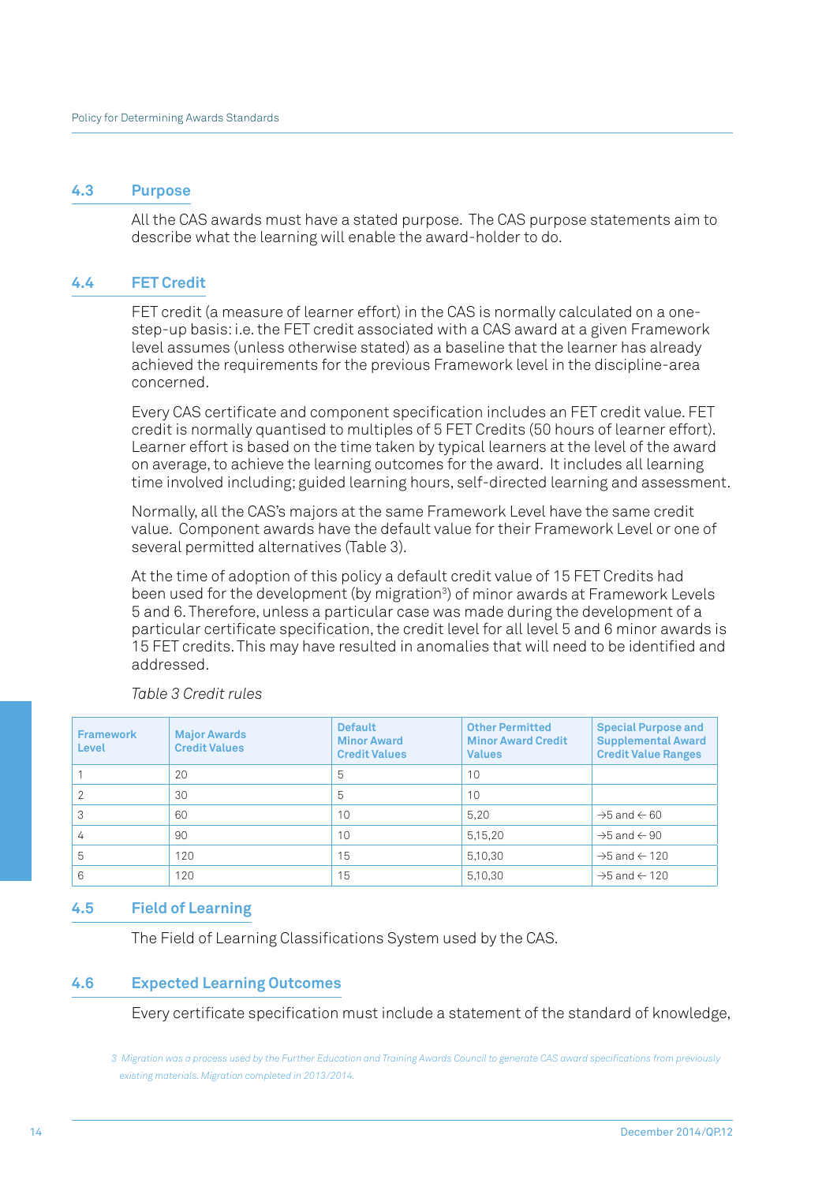## 4.3 Purpose

All the CAS awards must have a stated purpose. The CAS purpose statements aim to describe what the learning will enable the award-holder to do.

## 4.4 FET Credit

FET credit (a measure of learner effort) in the CAS is normally calculated on a one-step-up basis: i.e. the FET credit associated with a CAS award at a given Framework level assumes (unless otherwise stated) as a baseline that the learner has already achieved the requirements for the previous Framework level in the discipline-area concerned.

Every CAS certificate and component specification includes an FET credit value. FET credit is normally quantised to multiples of 5 FET Credits (50 hours of learner effort). Learner effort is based on the time taken by typical learners at the level of the award on average, to achieve the learning outcomes for the award. It includes all learning time involved including; guided learning hours, self-directed learning and assessment.

Normally, all the CAS's majors at the same Framework Level have the same credit value. Component awards have the default value for their Framework Level or one of several permitted alternatives (Table 3).

At the time of adoption of this policy a default credit value of 15 FET Credits had been used for the development (by migration[3]) of minor awards at Framework Levels 5 and 6. Therefore, unless a particular case was made during the development of a particular certificate specification, the credit level for all level 5 and 6 minor awards is 15 FET credits. This may have resulted in anomalies that will need to be identified and addressed.

*Table 3 Credit rules*

| Framework Level | Major Awards Credit Values | Default Minor Award Credit Values | Other Permitted Minor Award Credit Values | Special Purpose and Supplemental Award Credit Value Ranges |
|---|---|---|---|---|
| 1 | 20 | 5 | 10 | |
| 2 | 30 | 5 | 10 | |
| 3 | 60 | 10 | 5,20 | →5 and ← 60 |
| 4 | 90 | 10 | 5,15,20 | →5 and ← 90 |
| 5 | 120 | 15 | 5,10,30 | →5 and ← 120 |
| 6 | 120 | 15 | 5,10,30 | →5 and ← 120 |

## 4.5 Field of Learning

The Field of Learning Classifications System used by the CAS.

## 4.6 Expected Learning Outcomes

Every certificate specification must include a statement of the standard of knowledge,

3 *Migration was a process used by the Further Education and Training Awards Council to generate CAS award specifications from previously existing materials. Migration completed in 2013/2014.*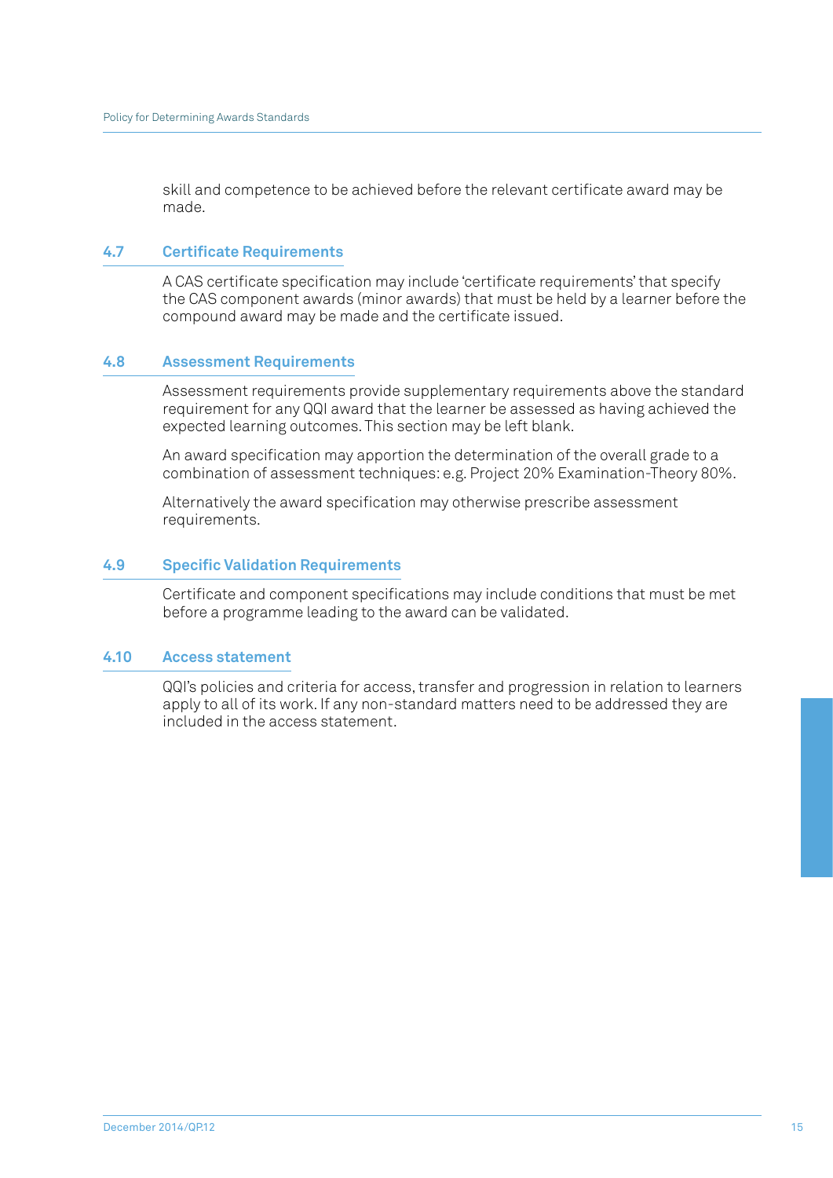skill and competence to be achieved before the relevant certificate award may be made.

### 4.7 Certificate Requirements

A CAS certificate specification may include 'certificate requirements' that specify the CAS component awards (minor awards) that must be held by a learner before the compound award may be made and the certificate issued.

### 4.8 Assessment Requirements

Assessment requirements provide supplementary requirements above the standard requirement for any QQI award that the learner be assessed as having achieved the expected learning outcomes. This section may be left blank.

An award specification may apportion the determination of the overall grade to a combination of assessment techniques: e.g. Project 20% Examination-Theory 80%.

Alternatively the award specification may otherwise prescribe assessment requirements.

### 4.9 Specific Validation Requirements

Certificate and component specifications may include conditions that must be met before a programme leading to the award can be validated.

### 4.10 Access statement

QQI's policies and criteria for access, transfer and progression in relation to learners apply to all of its work. If any non-standard matters need to be addressed they are included in the access statement.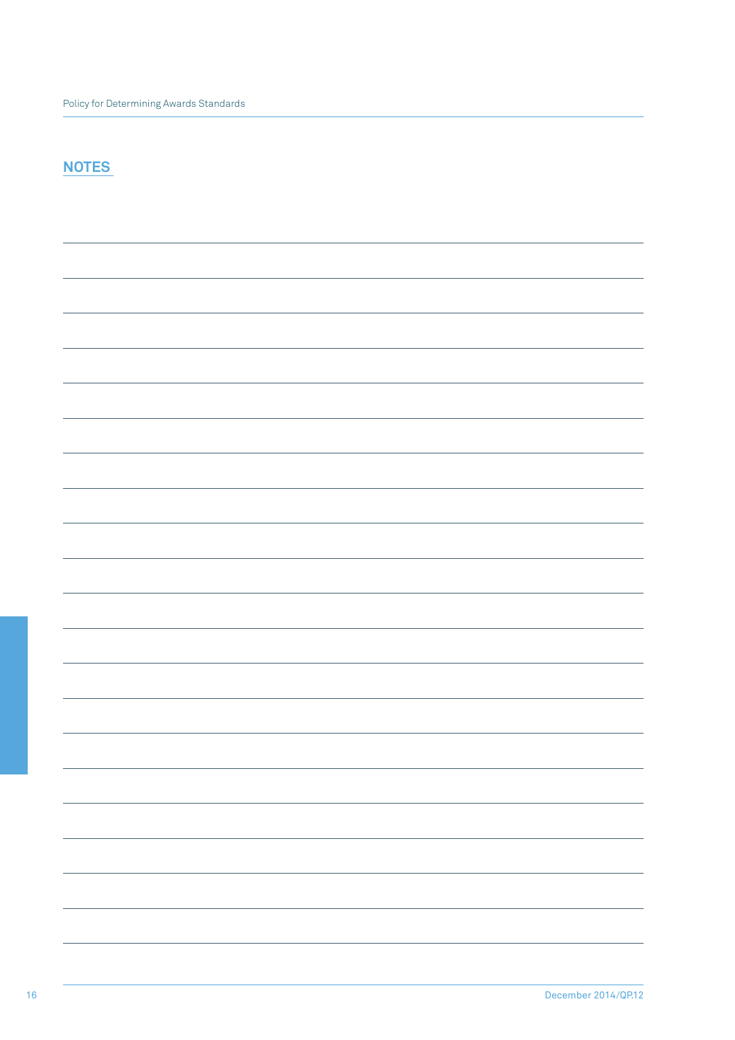## NOTES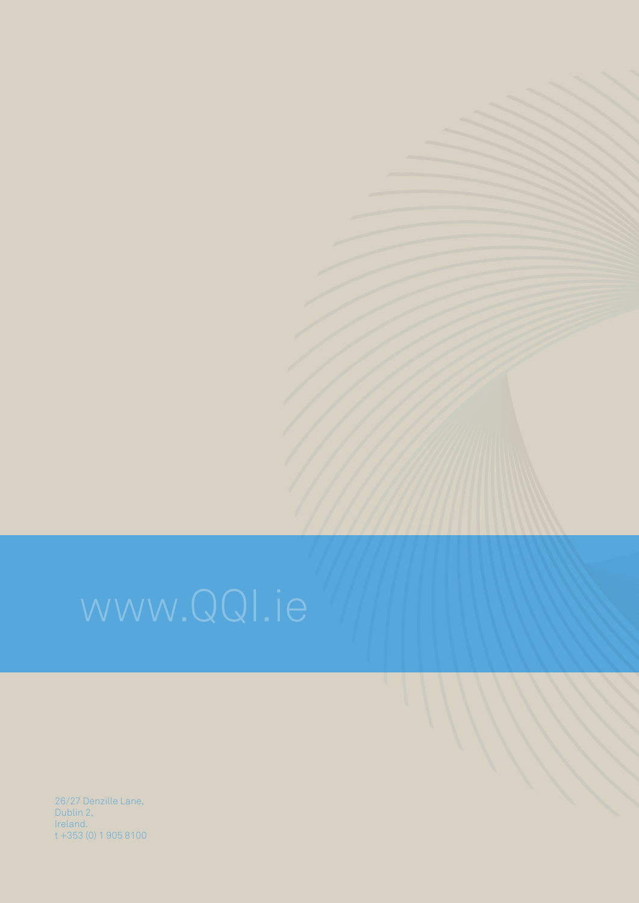www.QQI.ie

26/27 Denzille Lane,
Dublin 2,
Ireland.
t +353 (0) 1 905 8100